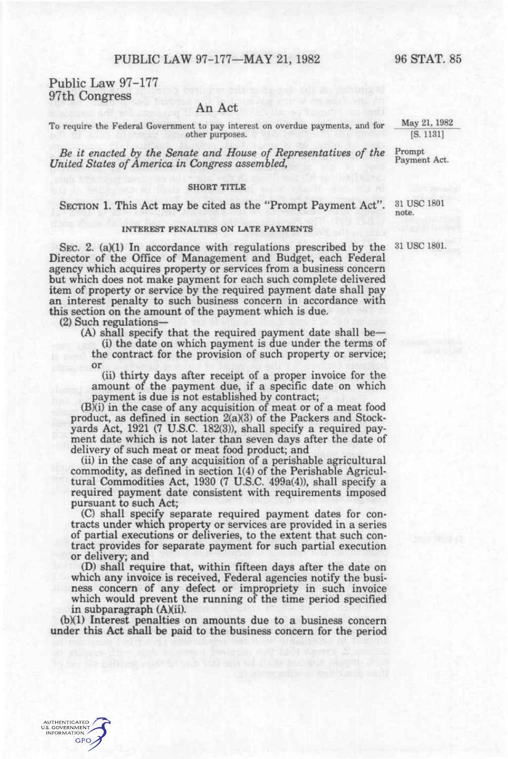Public Law 97-177
97th Congress

# An Act

To require the Federal Government to pay interest on overdue payments, and for other purposes.

May 21, 1982
[S. 1131]

*Be it enacted by the Senate and House of Representatives of the United States of America in Congress assembled,*

Prompt Payment Act.

## SHORT TITLE

SECTION 1. This Act may be cited as the "Prompt Payment Act".

31 USC 1801 note.

## INTEREST PENALTIES ON LATE PAYMENTS

SEC. 2. (a)(1) In accordance with regulations prescribed by the Director of the Office of Management and Budget, each Federal agency which acquires property or services from a business concern but which does not make payment for each such complete delivered item of property or service by the required payment date shall pay an interest penalty to such business concern in accordance with this section on the amount of the payment which is due.

31 USC 1801.

(2) Such regulations—

(A) shall specify that the required payment date shall be—

(i) the date on which payment is due under the terms of the contract for the provision of such property or service; or

(ii) thirty days after receipt of a proper invoice for the amount of the payment due, if a specific date on which payment is due is not established by contract;

(B)(i) in the case of any acquisition of meat or of a meat food product, as defined in section 2(a)(3) of the Packers and Stockyards Act, 1921 (7 U.S.C. 182(3)), shall specify a required payment date which is not later than seven days after the date of delivery of such meat or meat food product; and

(ii) in the case of any acquisition of a perishable agricultural commodity, as defined in section 1(4) of the Perishable Agricultural Commodities Act, 1930 (7 U.S.C. 499a(4)), shall specify a required payment date consistent with requirements imposed pursuant to such Act;

(C) shall specify separate required payment dates for contracts under which property or services are provided in a series of partial executions or deliveries, to the extent that such contract provides for separate payment for such partial execution or delivery; and

(D) shall require that, within fifteen days after the date on which any invoice is received, Federal agencies notify the business concern of any defect or impropriety in such invoice which would prevent the running of the time period specified in subparagraph (A)(ii).

(b)(1) Interest penalties on amounts due to a business concern under this Act shall be paid to the business concern for the period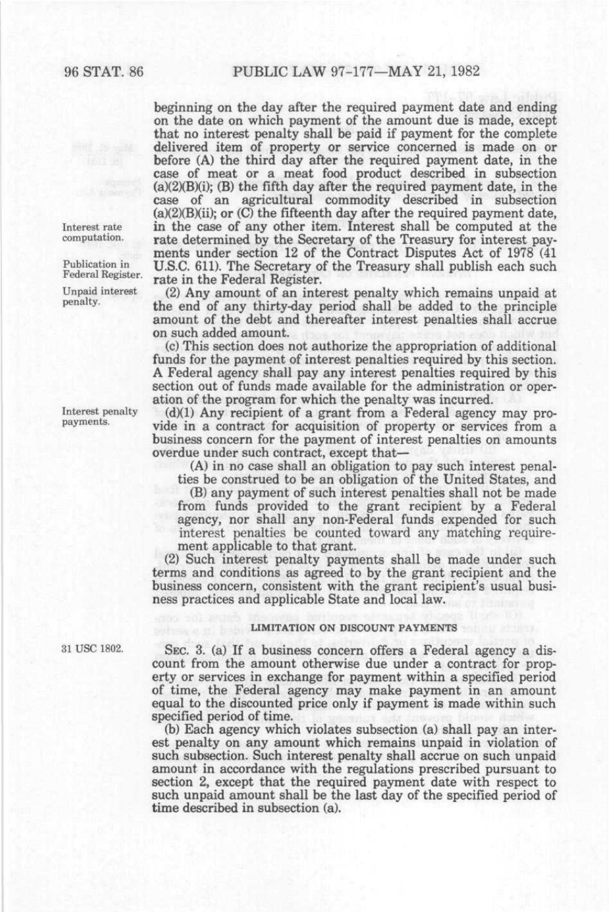beginning on the day after the required payment date and ending on the date on which payment of the amount due is made, except that no interest penalty shall be paid if payment for the complete delivered item of property or service concerned is made on or before (A) the third day after the required payment date, in the case of meat or a meat food product described in subsection (a)(2)(B)(i); (B) the fifth day after the required payment date, in the case of an agricultural commodity described in subsection (a)(2)(B)(ii); or (C) the fifteenth day after the required payment date, in the case of any other item. Interest shall be computed at the rate determined by the Secretary of the Treasury for interest payments under section 12 of the Contract Disputes Act of 1978 (41 U.S.C. 611). The Secretary of the Treasury shall publish each such rate in the Federal Register.

Interest rate computation.

Publication in Federal Register.

Unpaid interest penalty.

(2) Any amount of an interest penalty which remains unpaid at the end of any thirty-day period shall be added to the principle amount of the debt and thereafter interest penalties shall accrue on such added amount.

(c) This section does not authorize the appropriation of additional funds for the payment of interest penalties required by this section. A Federal agency shall pay any interest penalties required by this section out of funds made available for the administration or operation of the program for which the penalty was incurred.

Interest penalty payments.

(d)(1) Any recipient of a grant from a Federal agency may provide in a contract for acquisition of property or services from a business concern for the payment of interest penalties on amounts overdue under such contract, except that—

(A) in no case shall an obligation to pay such interest penalties be construed to be an obligation of the United States, and

(B) any payment of such interest penalties shall not be made from funds provided to the grant recipient by a Federal agency, nor shall any non-Federal funds expended for such interest penalties be counted toward any matching requirement applicable to that grant.

(2) Such interest penalty payments shall be made under such terms and conditions as agreed to by the grant recipient and the business concern, consistent with the grant recipient's usual business practices and applicable State and local law.

## LIMITATION ON DISCOUNT PAYMENTS

31 USC 1802.

SEC. 3. (a) If a business concern offers a Federal agency a discount from the amount otherwise due under a contract for property or services in exchange for payment within a specified period of time, the Federal agency may make payment in an amount equal to the discounted price only if payment is made within such specified period of time.

(b) Each agency which violates subsection (a) shall pay an interest penalty on any amount which remains unpaid in violation of such subsection. Such interest penalty shall accrue on such unpaid amount in accordance with the regulations prescribed pursuant to section 2, except that the required payment date with respect to such unpaid amount shall be the last day of the specified period of time described in subsection (a).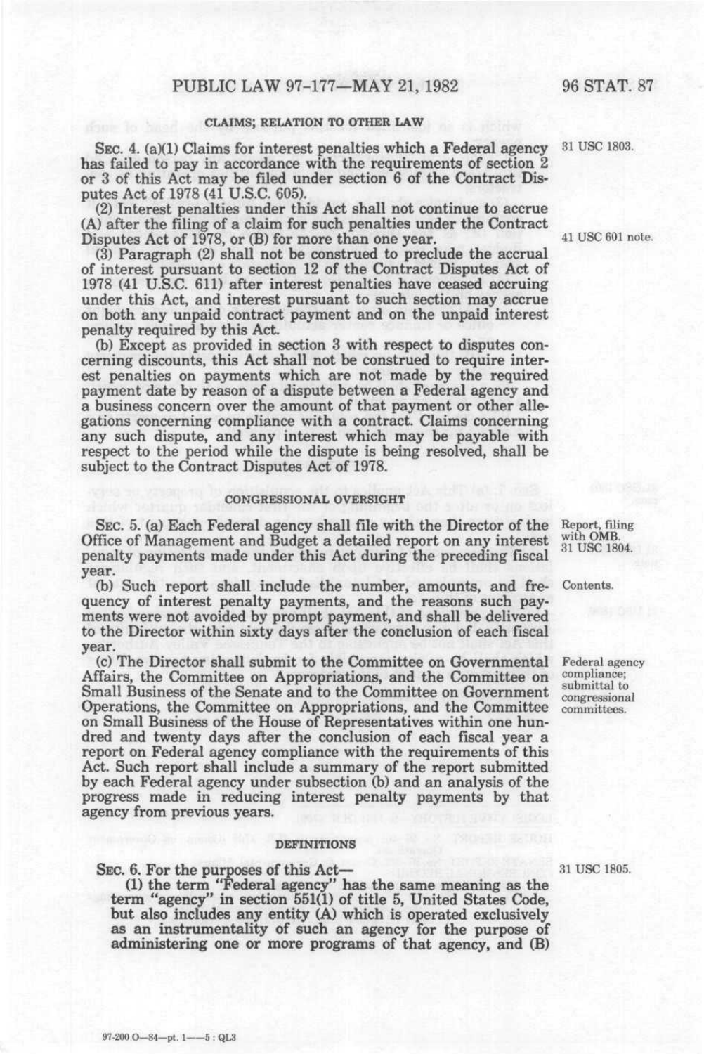### CLAIMS; RELATION TO OTHER LAW

SEC. 4. (a)(1) Claims for interest penalties which a Federal agency has failed to pay in accordance with the requirements of section 2 or 3 of this Act may be filed under section 6 of the Contract Disputes Act of 1978 (41 U.S.C. 605).

31 USC 1803.

(2) Interest penalties under this Act shall not continue to accrue (A) after the filing of a claim for such penalties under the Contract Disputes Act of 1978, or (B) for more than one year.

41 USC 601 note.

(3) Paragraph (2) shall not be construed to preclude the accrual of interest pursuant to section 12 of the Contract Disputes Act of 1978 (41 U.S.C. 611) after interest penalties have ceased accruing under this Act, and interest pursuant to such section may accrue on both any unpaid contract payment and on the unpaid interest penalty required by this Act.

(b) Except as provided in section 3 with respect to disputes concerning discounts, this Act shall not be construed to require interest penalties on payments which are not made by the required payment date by reason of a dispute between a Federal agency and a business concern over the amount of that payment or other allegations concerning compliance with a contract. Claims concerning any such dispute, and any interest which may be payable with respect to the period while the dispute is being resolved, shall be subject to the Contract Disputes Act of 1978.

### CONGRESSIONAL OVERSIGHT

SEC. 5. (a) Each Federal agency shall file with the Director of the Office of Management and Budget a detailed report on any interest penalty payments made under this Act during the preceding fiscal year.

Report, filing with OMB. 31 USC 1804.

(b) Such report shall include the number, amounts, and frequency of interest penalty payments, and the reasons such payments were not avoided by prompt payment, and shall be delivered to the Director within sixty days after the conclusion of each fiscal year.

Contents.

(c) The Director shall submit to the Committee on Governmental Affairs, the Committee on Appropriations, and the Committee on Small Business of the Senate and to the Committee on Government Operations, the Committee on Appropriations, and the Committee on Small Business of the House of Representatives within one hundred and twenty days after the conclusion of each fiscal year a report on Federal agency compliance with the requirements of this Act. Such report shall include a summary of the report submitted by each Federal agency under subsection (b) and an analysis of the progress made in reducing interest penalty payments by that agency from previous years.

Federal agency compliance; submittal to congressional committees.

### DEFINITIONS

SEC. 6. For the purposes of this Act—

31 USC 1805.

(1) the term "Federal agency" has the same meaning as the term "agency" in section 551(1) of title 5, United States Code, but also includes any entity (A) which is operated exclusively as an instrumentality of such an agency for the purpose of administering one or more programs of that agency, and (B)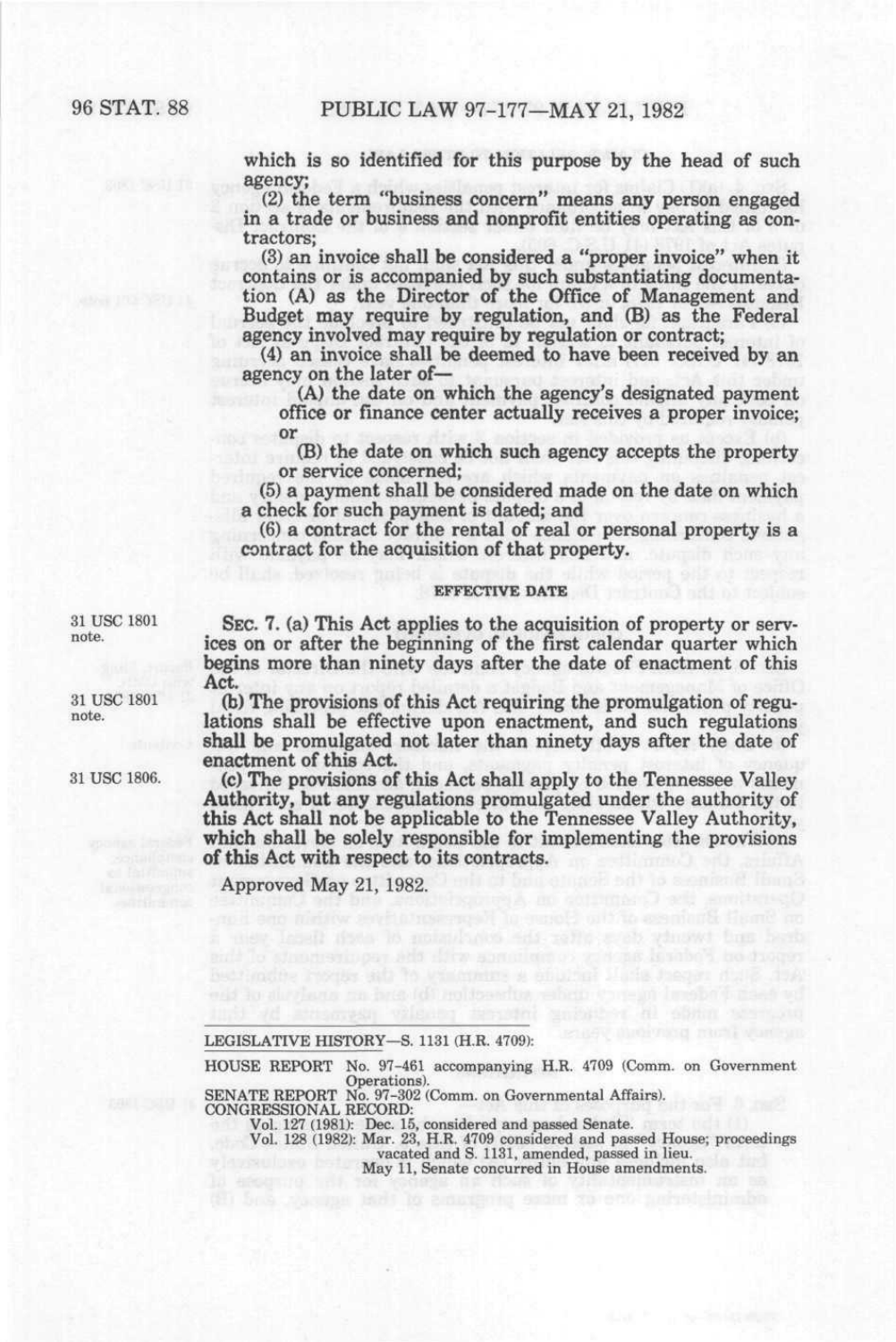which is so identified for this purpose by the head of such agency;

(2) the term "business concern" means any person engaged in a trade or business and nonprofit entities operating as contractors;

(3) an invoice shall be considered a "proper invoice" when it contains or is accompanied by such substantiating documentation (A) as the Director of the Office of Management and Budget may require by regulation, and (B) as the Federal agency involved may require by regulation or contract;

(4) an invoice shall be deemed to have been received by an agency on the later of—

(A) the date on which the agency's designated payment office or finance center actually receives a proper invoice; or

(B) the date on which such agency accepts the property or service concerned;

(5) a payment shall be considered made on the date on which a check for such payment is dated; and

(6) a contract for the rental of real or personal property is a contract for the acquisition of that property.

## EFFECTIVE DATE

31 USC 1801 note.

SEC. 7. (a) This Act applies to the acquisition of property or services on or after the beginning of the first calendar quarter which begins more than ninety days after the date of enactment of this Act.

31 USC 1801 note.

(b) The provisions of this Act requiring the promulgation of regulations shall be effective upon enactment, and such regulations shall be promulgated not later than ninety days after the date of enactment of this Act.

31 USC 1806.

(c) The provisions of this Act shall apply to the Tennessee Valley Authority, but any regulations promulgated under the authority of this Act shall not be applicable to the Tennessee Valley Authority, which shall be solely responsible for implementing the provisions of this Act with respect to its contracts.

Approved May 21, 1982.

---

LEGISLATIVE HISTORY—S. 1131 (H.R. 4709):

HOUSE REPORT No. 97-461 accompanying H.R. 4709 (Comm. on Government Operations).

SENATE REPORT No. 97-302 (Comm. on Governmental Affairs).

CONGRESSIONAL RECORD:

Vol. 127 (1981): Dec. 15, considered and passed Senate.

Vol. 128 (1982): Mar. 23, H.R. 4709 considered and passed House; proceedings vacated and S. 1131, amended, passed in lieu.

May 11, Senate concurred in House amendments.